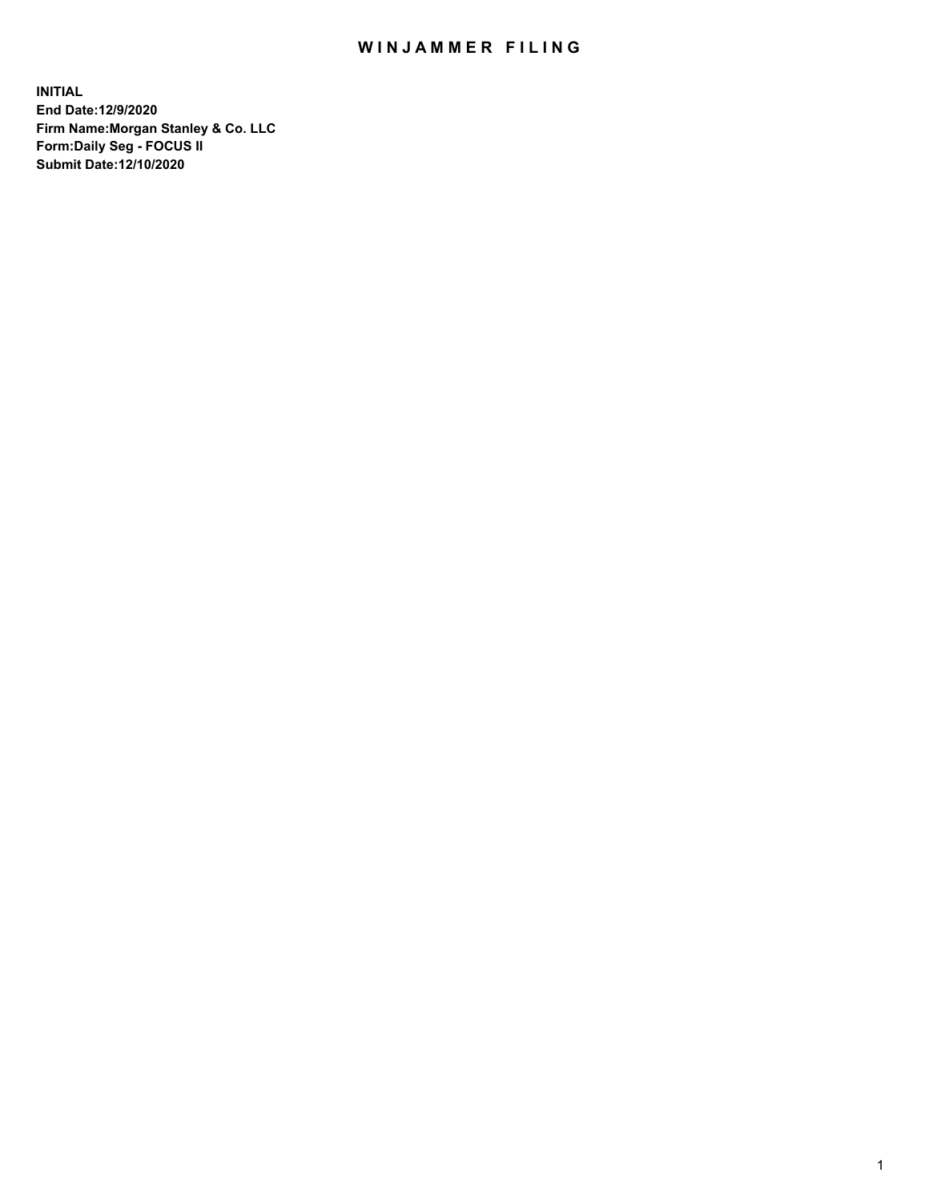# WINJAMMER FILING

**INITIAL**
**End Date:12/9/2020**
**Firm Name:Morgan Stanley & Co. LLC**
**Form:Daily Seg - FOCUS II**
**Submit Date:12/10/2020**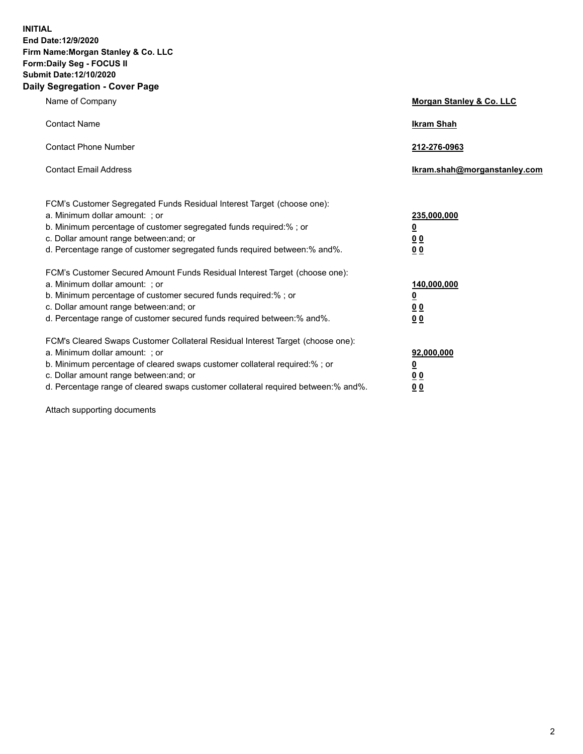**INITIAL**
**End Date:12/9/2020**
**Firm Name:Morgan Stanley & Co. LLC**
**Form:Daily Seg - FOCUS II**
**Submit Date:12/10/2020**

## Daily Segregation - Cover Page

| | |
|---|---|
| Name of Company | **Morgan Stanley & Co. LLC** |
| Contact Name | **Ikram Shah** |
| Contact Phone Number | **212-276-0963** |
| Contact Email Address | **Ikram.shah@morganstanley.com** |

| | |
|---|---|
| FCM's Customer Segregated Funds Residual Interest Target (choose one): | |
| a. Minimum dollar amount: ; or | **235,000,000** |
| b. Minimum percentage of customer segregated funds required:% ; or | **0** |
| c. Dollar amount range between:and; or | **0 0** |
| d. Percentage range of customer segregated funds required between:% and%. | **0 0** |
| FCM's Customer Secured Amount Funds Residual Interest Target (choose one): | |
| a. Minimum dollar amount: ; or | **140,000,000** |
| b. Minimum percentage of customer secured funds required:% ; or | **0** |
| c. Dollar amount range between:and; or | **0 0** |
| d. Percentage range of customer secured funds required between:% and%. | **0 0** |
| FCM's Cleared Swaps Customer Collateral Residual Interest Target (choose one): | |
| a. Minimum dollar amount: ; or | **92,000,000** |
| b. Minimum percentage of cleared swaps customer collateral required:% ; or | **0** |
| c. Dollar amount range between:and; or | **0 0** |
| d. Percentage range of cleared swaps customer collateral required between:% and%. | **0 0** |

Attach supporting documents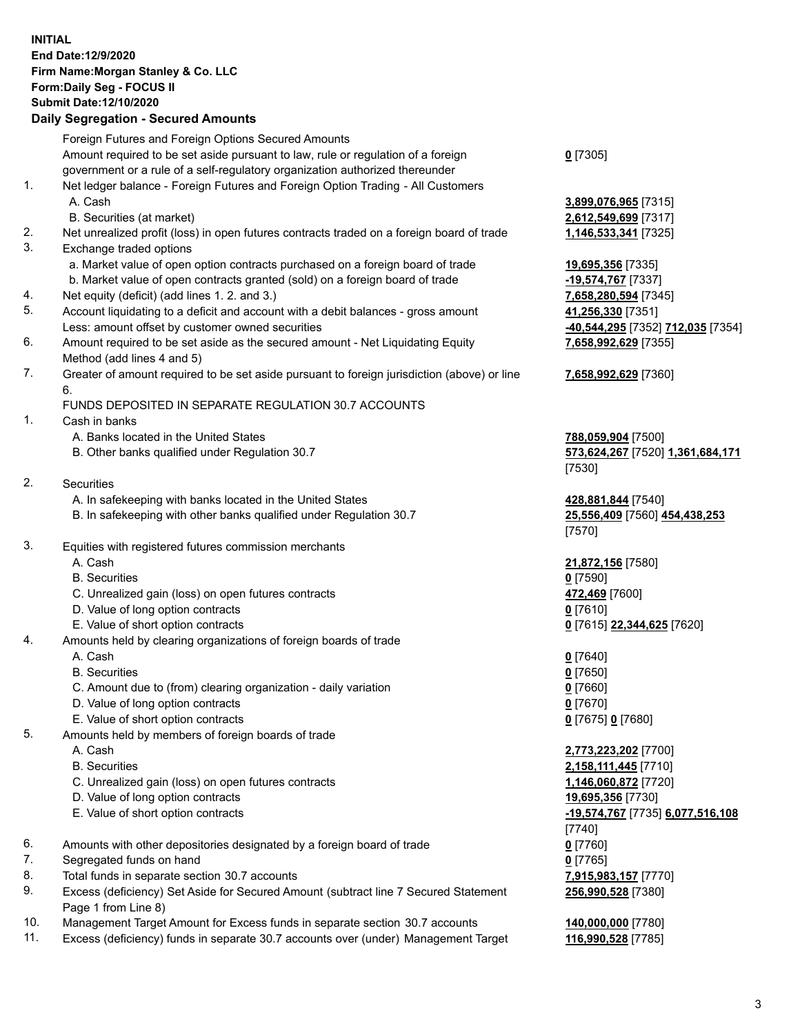**INITIAL**
**End Date:12/9/2020**
**Firm Name:Morgan Stanley & Co. LLC**
**Form:Daily Seg - FOCUS II**
**Submit Date:12/10/2020**

**Daily Segregation - Secured Amounts**

| | | |
|---|---|---|
| | Foreign Futures and Foreign Options Secured Amounts | |
| | Amount required to be set aside pursuant to law, rule or regulation of a foreign government or a rule of a self-regulatory organization authorized thereunder | **0** [7305] |
| 1. | Net ledger balance - Foreign Futures and Foreign Option Trading - All Customers | |
| | A. Cash | **3,899,076,965** [7315] |
| | B. Securities (at market) | **2,612,549,699** [7317] |
| 2. | Net unrealized profit (loss) in open futures contracts traded on a foreign board of trade | **1,146,533,341** [7325] |
| 3. | Exchange traded options | |
| | a. Market value of open option contracts purchased on a foreign board of trade | **19,695,356** [7335] |
| | b. Market value of open contracts granted (sold) on a foreign board of trade | **-19,574,767** [7337] |
| 4. | Net equity (deficit) (add lines 1. 2. and 3.) | **7,658,280,594** [7345] |
| 5. | Account liquidating to a deficit and account with a debit balances - gross amount | **41,256,330** [7351] |
| | Less: amount offset by customer owned securities | **-40,544,295** [7352] **712,035** [7354] |
| 6. | Amount required to be set aside as the secured amount - Net Liquidating Equity Method (add lines 4 and 5) | **7,658,992,629** [7355] |
| 7. | Greater of amount required to be set aside pursuant to foreign jurisdiction (above) or line 6. | **7,658,992,629** [7360] |
| | FUNDS DEPOSITED IN SEPARATE REGULATION 30.7 ACCOUNTS | |
| 1. | Cash in banks | |
| | A. Banks located in the United States | **788,059,904** [7500] |
| | B. Other banks qualified under Regulation 30.7 | **573,624,267** [7520] **1,361,684,171** [7530] |
| 2. | Securities | |
| | A. In safekeeping with banks located in the United States | **428,881,844** [7540] |
| | B. In safekeeping with other banks qualified under Regulation 30.7 | **25,556,409** [7560] **454,438,253** [7570] |
| 3. | Equities with registered futures commission merchants | |
| | A. Cash | **21,872,156** [7580] |
| | B. Securities | **0** [7590] |
| | C. Unrealized gain (loss) on open futures contracts | **472,469** [7600] |
| | D. Value of long option contracts | **0** [7610] |
| | E. Value of short option contracts | **0** [7615] **22,344,625** [7620] |
| 4. | Amounts held by clearing organizations of foreign boards of trade | |
| | A. Cash | **0** [7640] |
| | B. Securities | **0** [7650] |
| | C. Amount due to (from) clearing organization - daily variation | **0** [7660] |
| | D. Value of long option contracts | **0** [7670] |
| | E. Value of short option contracts | **0** [7675] **0** [7680] |
| 5. | Amounts held by members of foreign boards of trade | |
| | A. Cash | **2,773,223,202** [7700] |
| | B. Securities | **2,158,111,445** [7710] |
| | C. Unrealized gain (loss) on open futures contracts | **1,146,060,872** [7720] |
| | D. Value of long option contracts | **19,695,356** [7730] |
| | E. Value of short option contracts | **-19,574,767** [7735] **6,077,516,108** [7740] |
| 6. | Amounts with other depositories designated by a foreign board of trade | **0** [7760] |
| 7. | Segregated funds on hand | **0** [7765] |
| 8. | Total funds in separate section 30.7 accounts | **7,915,983,157** [7770] |
| 9. | Excess (deficiency) Set Aside for Secured Amount (subtract line 7 Secured Statement Page 1 from Line 8) | **256,990,528** [7380] |
| 10. | Management Target Amount for Excess funds in separate section 30.7 accounts | **140,000,000** [7780] |
| 11. | Excess (deficiency) funds in separate 30.7 accounts over (under) Management Target | **116,990,528** [7785] |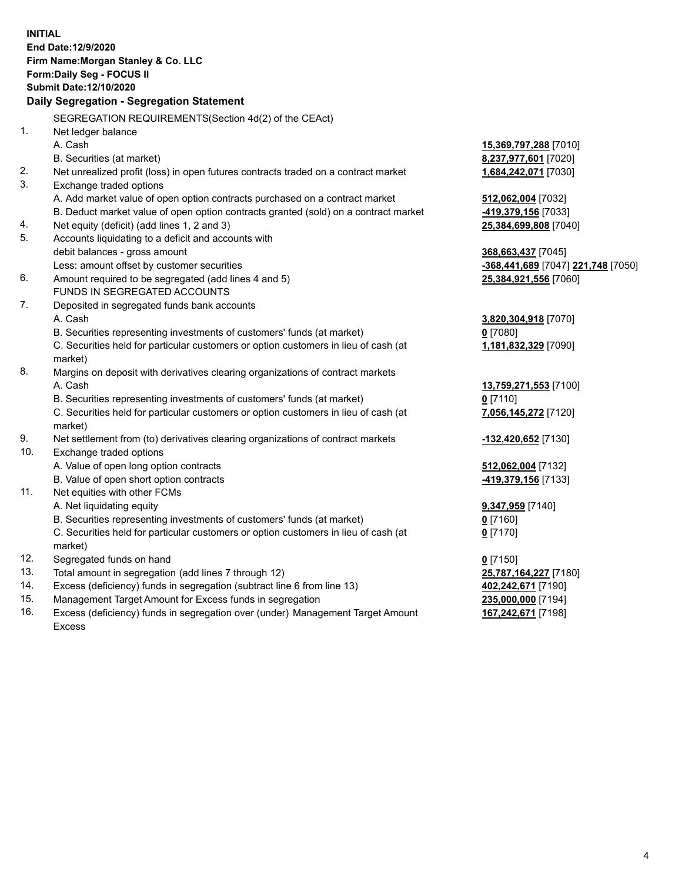**INITIAL**
**End Date:12/9/2020**
**Firm Name:Morgan Stanley & Co. LLC**
**Form:Daily Seg - FOCUS II**
**Submit Date:12/10/2020**

## Daily Segregation - Segregation Statement

SEGREGATION REQUIREMENTS(Section 4d(2) of the CEAct)

| | | |
|---|---|---|
| 1. | Net ledger balance | |
| | A. Cash | **15,369,797,288** [7010] |
| | B. Securities (at market) | **8,237,977,601** [7020] |
| 2. | Net unrealized profit (loss) in open futures contracts traded on a contract market | **1,684,242,071** [7030] |
| 3. | Exchange traded options | |
| | A. Add market value of open option contracts purchased on a contract market | **512,062,004** [7032] |
| | B. Deduct market value of open option contracts granted (sold) on a contract market | **-419,379,156** [7033] |
| 4. | Net equity (deficit) (add lines 1, 2 and 3) | **25,384,699,808** [7040] |
| 5. | Accounts liquidating to a deficit and accounts with debit balances - gross amount | **368,663,437** [7045] |
| | Less: amount offset by customer securities | **-368,441,689** [7047] **221,748** [7050] |
| 6. | Amount required to be segregated (add lines 4 and 5) | **25,384,921,556** [7060] |
| | FUNDS IN SEGREGATED ACCOUNTS | |
| 7. | Deposited in segregated funds bank accounts | |
| | A. Cash | **3,820,304,918** [7070] |
| | B. Securities representing investments of customers' funds (at market) | **0** [7080] |
| | C. Securities held for particular customers or option customers in lieu of cash (at market) | **1,181,832,329** [7090] |
| 8. | Margins on deposit with derivatives clearing organizations of contract markets | |
| | A. Cash | **13,759,271,553** [7100] |
| | B. Securities representing investments of customers' funds (at market) | **0** [7110] |
| | C. Securities held for particular customers or option customers in lieu of cash (at market) | **7,056,145,272** [7120] |
| 9. | Net settlement from (to) derivatives clearing organizations of contract markets | **-132,420,652** [7130] |
| 10. | Exchange traded options | |
| | A. Value of open long option contracts | **512,062,004** [7132] |
| | B. Value of open short option contracts | **-419,379,156** [7133] |
| 11. | Net equities with other FCMs | |
| | A. Net liquidating equity | **9,347,959** [7140] |
| | B. Securities representing investments of customers' funds (at market) | **0** [7160] |
| | C. Securities held for particular customers or option customers in lieu of cash (at market) | **0** [7170] |
| 12. | Segregated funds on hand | **0** [7150] |
| 13. | Total amount in segregation (add lines 7 through 12) | **25,787,164,227** [7180] |
| 14. | Excess (deficiency) funds in segregation (subtract line 6 from line 13) | **402,242,671** [7190] |
| 15. | Management Target Amount for Excess funds in segregation | **235,000,000** [7194] |
| 16. | Excess (deficiency) funds in segregation over (under) Management Target Amount Excess | **167,242,671** [7198] |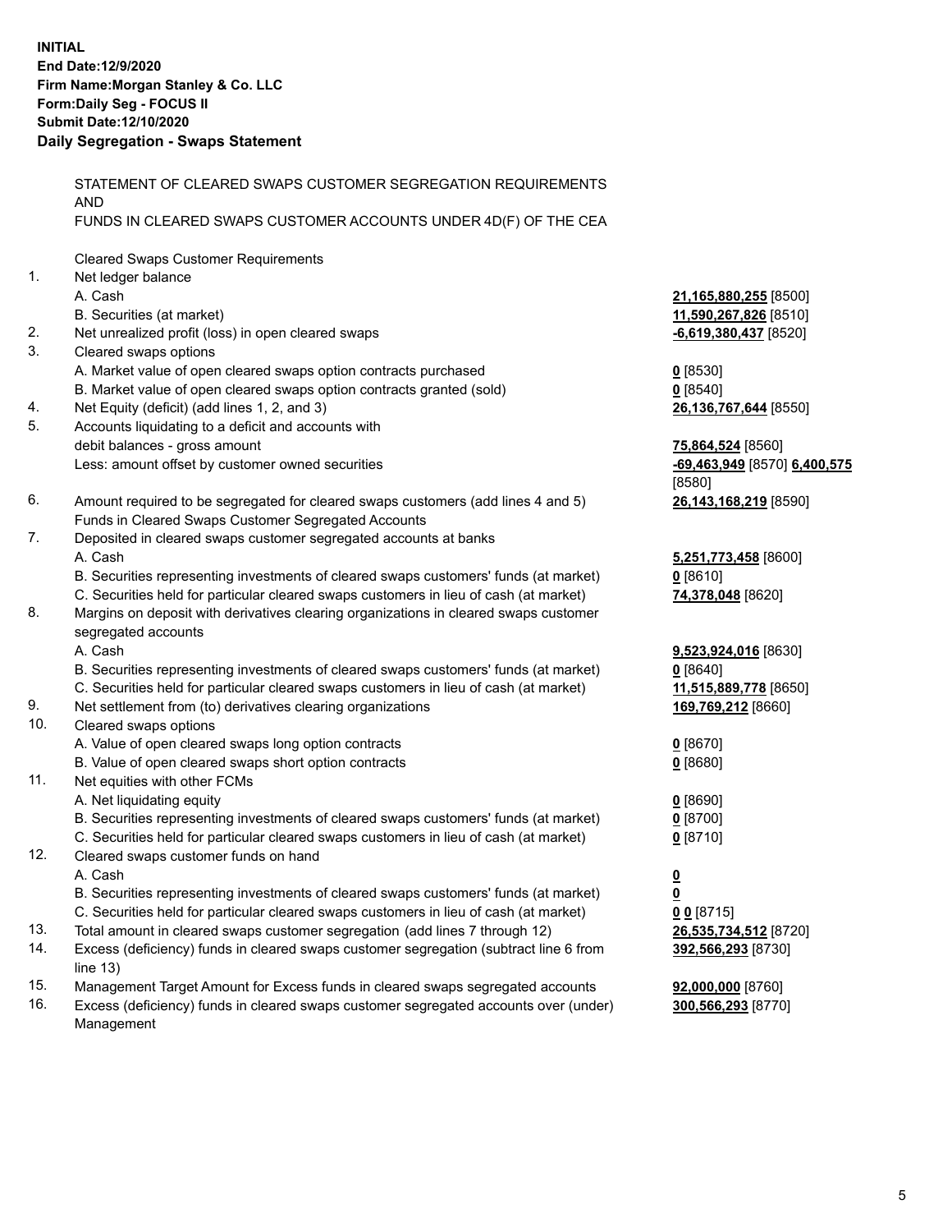**INITIAL**
**End Date:12/9/2020**
**Firm Name:Morgan Stanley & Co. LLC**
**Form:Daily Seg - FOCUS II**
**Submit Date:12/10/2020**
**Daily Segregation - Swaps Statement**

STATEMENT OF CLEARED SWAPS CUSTOMER SEGREGATION REQUIREMENTS AND FUNDS IN CLEARED SWAPS CUSTOMER ACCOUNTS UNDER 4D(F) OF THE CEA

| | | |
|---|---|---|
| | Cleared Swaps Customer Requirements | |
| 1. | Net ledger balance | |
| | A. Cash | **21,165,880,255** [8500] |
| | B. Securities (at market) | **11,590,267,826** [8510] |
| 2. | Net unrealized profit (loss) in open cleared swaps | **-6,619,380,437** [8520] |
| 3. | Cleared swaps options | |
| | A. Market value of open cleared swaps option contracts purchased | **0** [8530] |
| | B. Market value of open cleared swaps option contracts granted (sold) | **0** [8540] |
| 4. | Net Equity (deficit) (add lines 1, 2, and 3) | **26,136,767,644** [8550] |
| 5. | Accounts liquidating to a deficit and accounts with debit balances - gross amount | **75,864,524** [8560] |
| | Less: amount offset by customer owned securities | **-69,463,949** [8570] **6,400,575** [8580] |
| 6. | Amount required to be segregated for cleared swaps customers (add lines 4 and 5) | **26,143,168,219** [8590] |
| | Funds in Cleared Swaps Customer Segregated Accounts | |
| 7. | Deposited in cleared swaps customer segregated accounts at banks | |
| | A. Cash | **5,251,773,458** [8600] |
| | B. Securities representing investments of cleared swaps customers' funds (at market) | **0** [8610] |
| | C. Securities held for particular cleared swaps customers in lieu of cash (at market) | **74,378,048** [8620] |
| 8. | Margins on deposit with derivatives clearing organizations in cleared swaps customer segregated accounts | |
| | A. Cash | **9,523,924,016** [8630] |
| | B. Securities representing investments of cleared swaps customers' funds (at market) | **0** [8640] |
| | C. Securities held for particular cleared swaps customers in lieu of cash (at market) | **11,515,889,778** [8650] |
| 9. | Net settlement from (to) derivatives clearing organizations | **169,769,212** [8660] |
| 10. | Cleared swaps options | |
| | A. Value of open cleared swaps long option contracts | **0** [8670] |
| | B. Value of open cleared swaps short option contracts | **0** [8680] |
| 11. | Net equities with other FCMs | |
| | A. Net liquidating equity | **0** [8690] |
| | B. Securities representing investments of cleared swaps customers' funds (at market) | **0** [8700] |
| | C. Securities held for particular cleared swaps customers in lieu of cash (at market) | **0** [8710] |
| 12. | Cleared swaps customer funds on hand | |
| | A. Cash | **0** |
| | B. Securities representing investments of cleared swaps customers' funds (at market) | **0** |
| | C. Securities held for particular cleared swaps customers in lieu of cash (at market) | **0** **0** [8715] |
| 13. | Total amount in cleared swaps customer segregation (add lines 7 through 12) | **26,535,734,512** [8720] |
| 14. | Excess (deficiency) funds in cleared swaps customer segregation (subtract line 6 from line 13) | **392,566,293** [8730] |
| 15. | Management Target Amount for Excess funds in cleared swaps segregated accounts | **92,000,000** [8760] |
| 16. | Excess (deficiency) funds in cleared swaps customer segregated accounts over (under) Management | **300,566,293** [8770] |